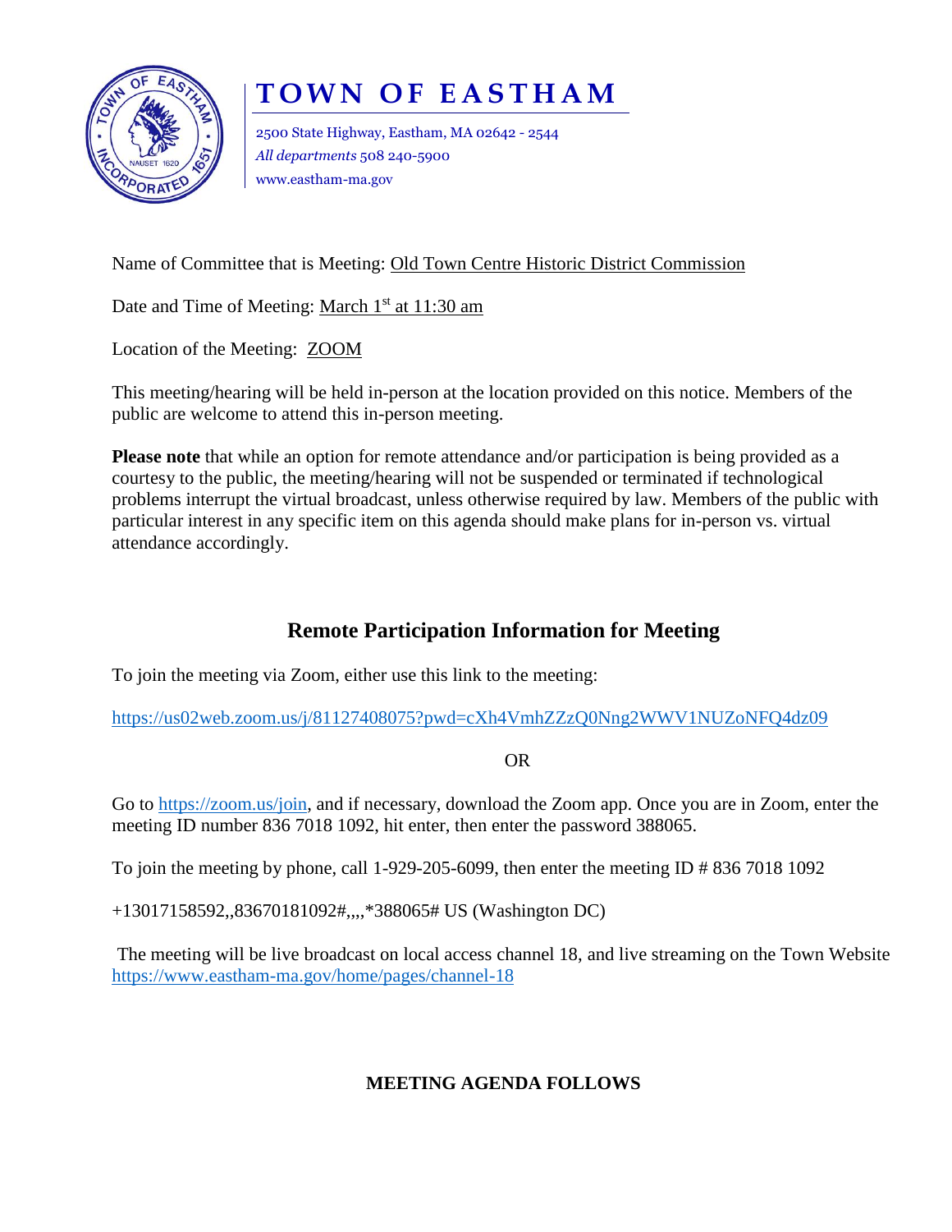# TOWN OF EASTHAM

2500 State Highway, Eastham, MA 02642 - 2544
*All departments* 508 240-5900
www.eastham-ma.gov

Name of Committee that is Meeting: Old Town Centre Historic District Commission

Date and Time of Meeting: March 1st at 11:30 am

Location of the Meeting: ZOOM

This meeting/hearing will be held in-person at the location provided on this notice. Members of the public are welcome to attend this in-person meeting.

**Please note** that while an option for remote attendance and/or participation is being provided as a courtesy to the public, the meeting/hearing will not be suspended or terminated if technological problems interrupt the virtual broadcast, unless otherwise required by law. Members of the public with particular interest in any specific item on this agenda should make plans for in-person vs. virtual attendance accordingly.

## Remote Participation Information for Meeting

To join the meeting via Zoom, either use this link to the meeting:

https://us02web.zoom.us/j/81127408075?pwd=cXh4VmhZZzQ0Nng2WWV1NUZoNFQ4dz09

OR

Go to https://zoom.us/join, and if necessary, download the Zoom app. Once you are in Zoom, enter the meeting ID number 836 7018 1092, hit enter, then enter the password 388065.

To join the meeting by phone, call 1-929-205-6099, then enter the meeting ID # 836 7018 1092

+13017158592,,83670181092#,,,,*388065# US (Washington DC)

The meeting will be live broadcast on local access channel 18, and live streaming on the Town Website https://www.eastham-ma.gov/home/pages/channel-18

**MEETING AGENDA FOLLOWS**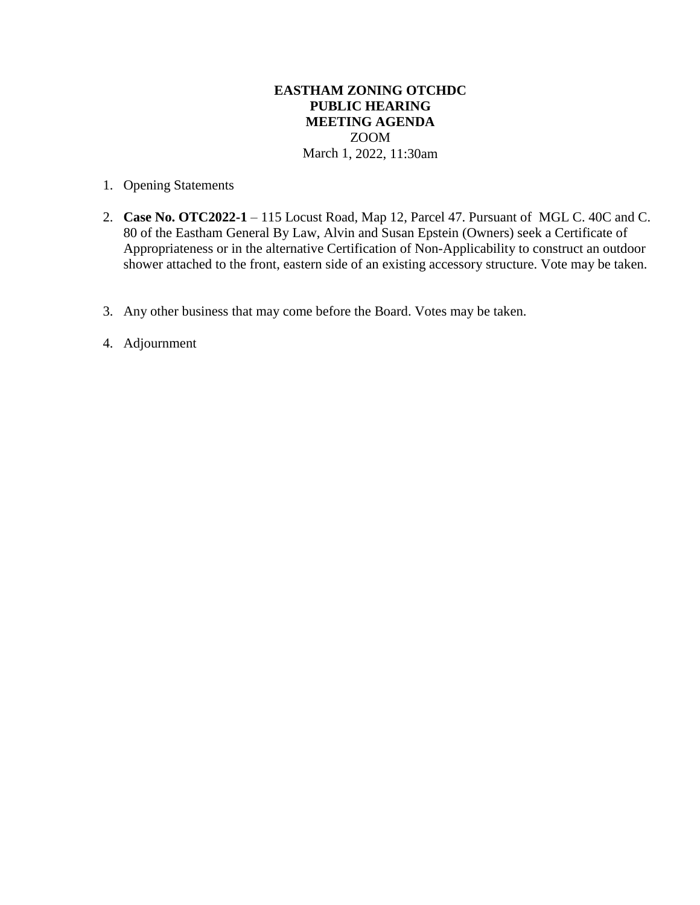**EASTHAM ZONING OTCHDC**
**PUBLIC HEARING**
**MEETING AGENDA**
ZOOM
March 1, 2022, 11:30am

1. Opening Statements

2. **Case No. OTC2022-1** – 115 Locust Road, Map 12, Parcel 47. Pursuant of MGL C. 40C and C. 80 of the Eastham General By Law, Alvin and Susan Epstein (Owners) seek a Certificate of Appropriateness or in the alternative Certification of Non-Applicability to construct an outdoor shower attached to the front, eastern side of an existing accessory structure. Vote may be taken.

3. Any other business that may come before the Board. Votes may be taken.

4. Adjournment